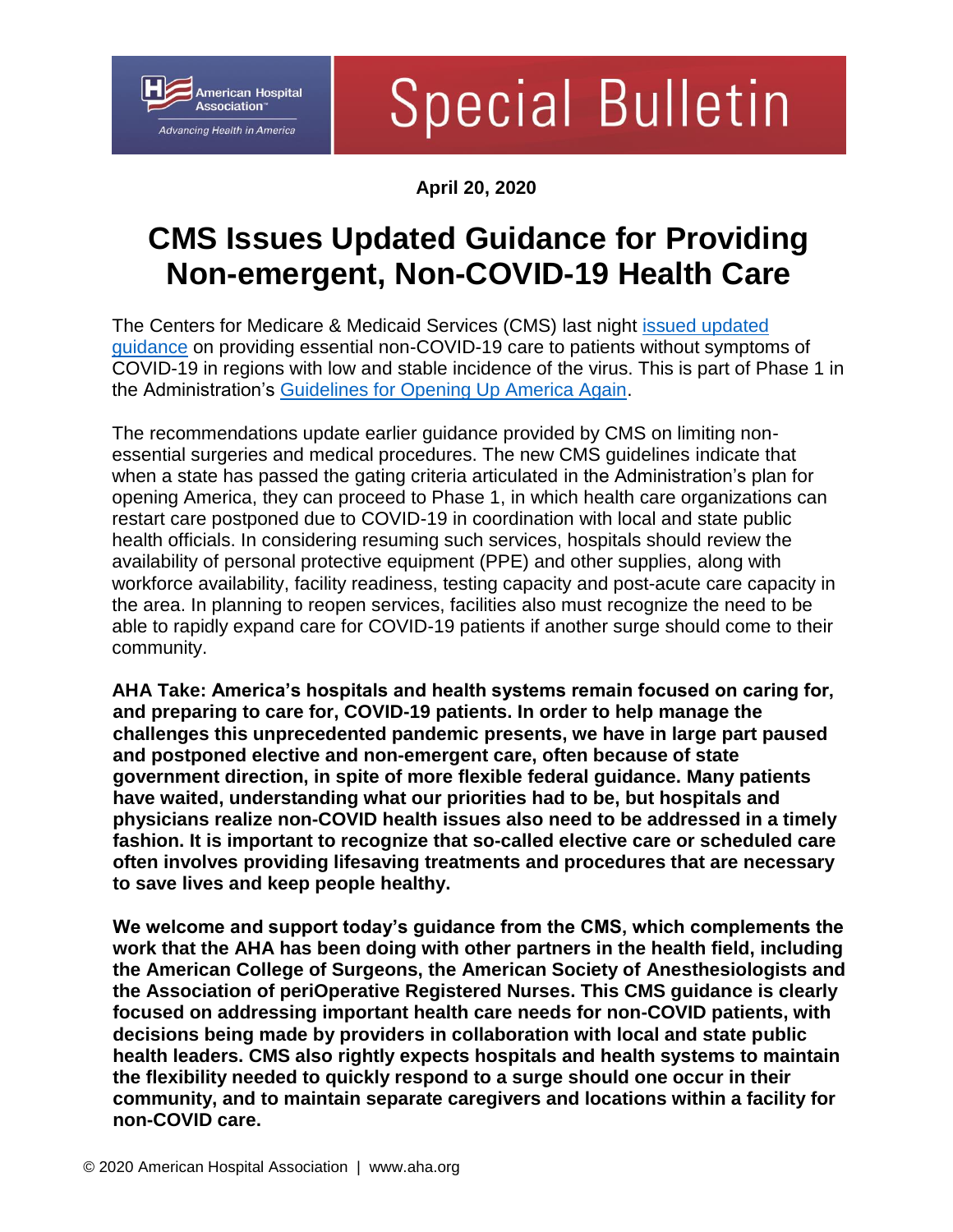Special Bulletin

**April 20, 2020**

# CMS Issues Updated Guidance for Providing Non-emergent, Non-COVID-19 Health Care

The Centers for Medicare & Medicaid Services (CMS) last night issued updated guidance on providing essential non-COVID-19 care to patients without symptoms of COVID-19 in regions with low and stable incidence of the virus. This is part of Phase 1 in the Administration's Guidelines for Opening Up America Again.

The recommendations update earlier guidance provided by CMS on limiting non-essential surgeries and medical procedures. The new CMS guidelines indicate that when a state has passed the gating criteria articulated in the Administration's plan for opening America, they can proceed to Phase 1, in which health care organizations can restart care postponed due to COVID-19 in coordination with local and state public health officials. In considering resuming such services, hospitals should review the availability of personal protective equipment (PPE) and other supplies, along with workforce availability, facility readiness, testing capacity and post-acute care capacity in the area. In planning to reopen services, facilities also must recognize the need to be able to rapidly expand care for COVID-19 patients if another surge should come to their community.

**AHA Take: America's hospitals and health systems remain focused on caring for, and preparing to care for, COVID-19 patients. In order to help manage the challenges this unprecedented pandemic presents, we have in large part paused and postponed elective and non-emergent care, often because of state government direction, in spite of more flexible federal guidance. Many patients have waited, understanding what our priorities had to be, but hospitals and physicians realize non-COVID health issues also need to be addressed in a timely fashion. It is important to recognize that so-called elective care or scheduled care often involves providing lifesaving treatments and procedures that are necessary to save lives and keep people healthy.**

**We welcome and support today's guidance from the CMS, which complements the work that the AHA has been doing with other partners in the health field, including the American College of Surgeons, the American Society of Anesthesiologists and the Association of periOperative Registered Nurses. This CMS guidance is clearly focused on addressing important health care needs for non-COVID patients, with decisions being made by providers in collaboration with local and state public health leaders. CMS also rightly expects hospitals and health systems to maintain the flexibility needed to quickly respond to a surge should one occur in their community, and to maintain separate caregivers and locations within a facility for non-COVID care.**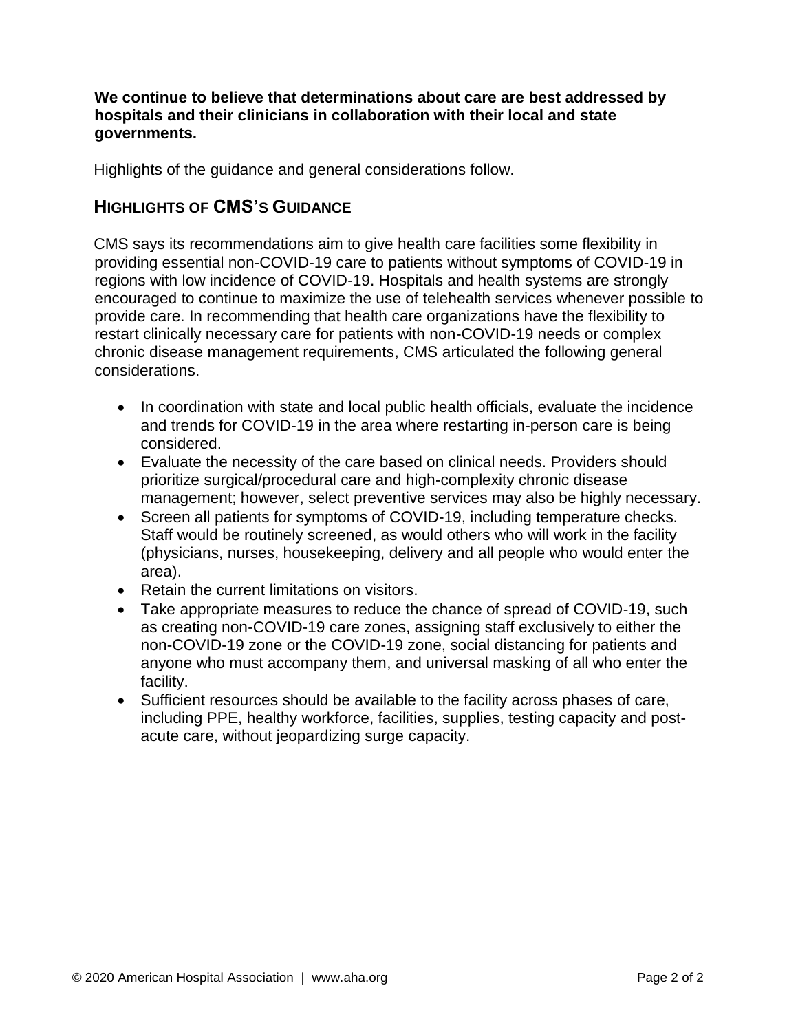**We continue to believe that determinations about care are best addressed by hospitals and their clinicians in collaboration with their local and state governments.**

Highlights of the guidance and general considerations follow.

## HIGHLIGHTS OF CMS'S GUIDANCE

CMS says its recommendations aim to give health care facilities some flexibility in providing essential non-COVID-19 care to patients without symptoms of COVID-19 in regions with low incidence of COVID-19. Hospitals and health systems are strongly encouraged to continue to maximize the use of telehealth services whenever possible to provide care. In recommending that health care organizations have the flexibility to restart clinically necessary care for patients with non-COVID-19 needs or complex chronic disease management requirements, CMS articulated the following general considerations.

- In coordination with state and local public health officials, evaluate the incidence and trends for COVID-19 in the area where restarting in-person care is being considered.
- Evaluate the necessity of the care based on clinical needs. Providers should prioritize surgical/procedural care and high-complexity chronic disease management; however, select preventive services may also be highly necessary.
- Screen all patients for symptoms of COVID-19, including temperature checks. Staff would be routinely screened, as would others who will work in the facility (physicians, nurses, housekeeping, delivery and all people who would enter the area).
- Retain the current limitations on visitors.
- Take appropriate measures to reduce the chance of spread of COVID-19, such as creating non-COVID-19 care zones, assigning staff exclusively to either the non-COVID-19 zone or the COVID-19 zone, social distancing for patients and anyone who must accompany them, and universal masking of all who enter the facility.
- Sufficient resources should be available to the facility across phases of care, including PPE, healthy workforce, facilities, supplies, testing capacity and post-acute care, without jeopardizing surge capacity.